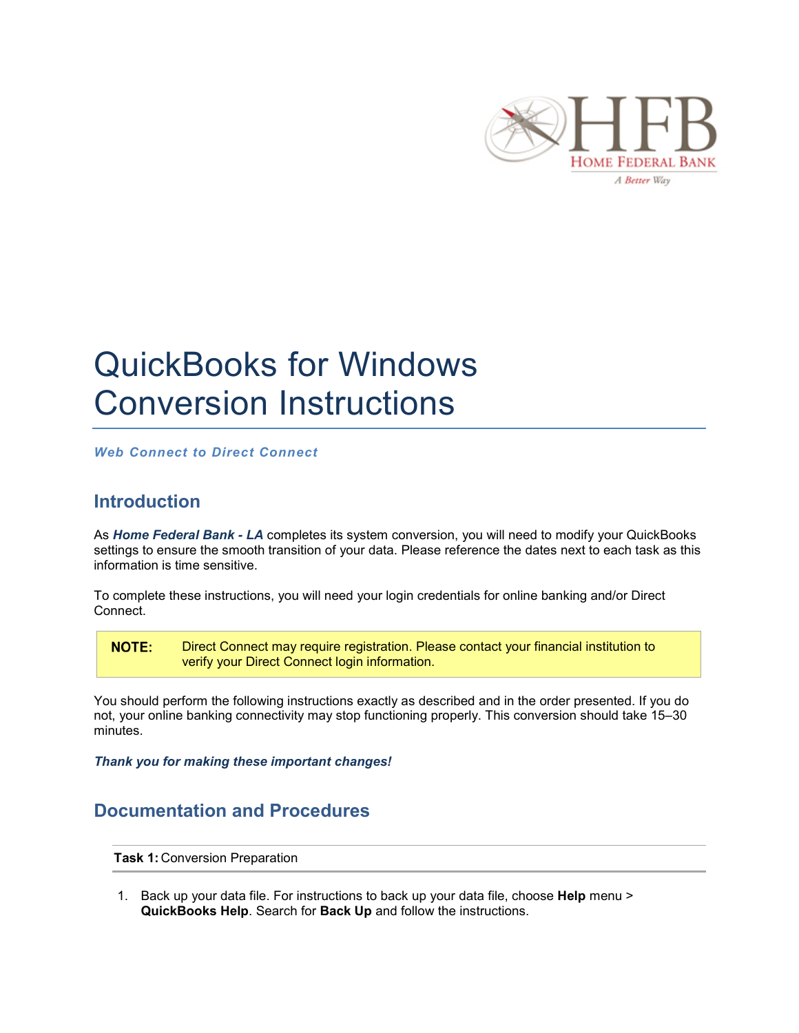# QuickBooks for Windows Conversion Instructions

***Web Connect to Direct Connect***

## Introduction

As ***Home Federal Bank - LA*** completes its system conversion, you will need to modify your QuickBooks settings to ensure the smooth transition of your data. Please reference the dates next to each task as this information is time sensitive.

To complete these instructions, you will need your login credentials for online banking and/or Direct Connect.

| **NOTE:** | Direct Connect may require registration. Please contact your financial institution to verify your Direct Connect login information. |
|---|---|

You should perform the following instructions exactly as described and in the order presented. If you do not, your online banking connectivity may stop functioning properly. This conversion should take 15–30 minutes.

***Thank you for making these important changes!***

## Documentation and Procedures

**Task 1:** Conversion Preparation

1. Back up your data file. For instructions to back up your data file, choose **Help** menu > **QuickBooks Help**. Search for **Back Up** and follow the instructions.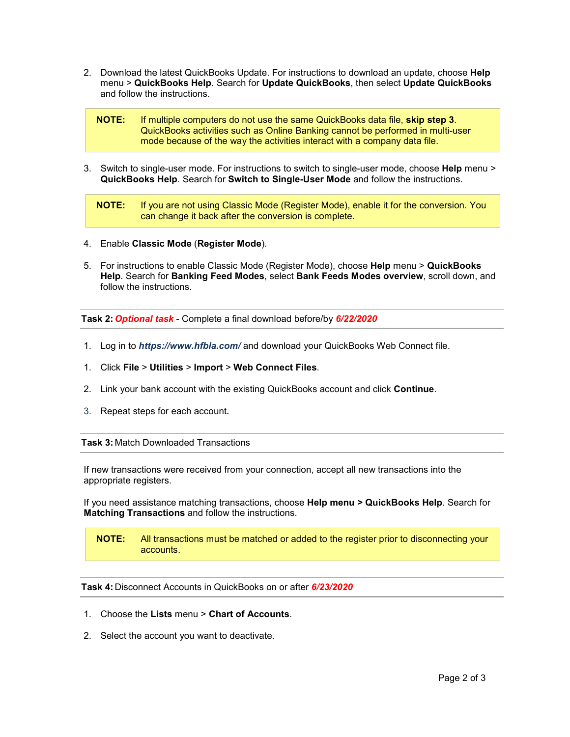2. Download the latest QuickBooks Update. For instructions to download an update, choose **Help** menu > **QuickBooks Help**. Search for **Update QuickBooks**, then select **Update QuickBooks** and follow the instructions.

> **NOTE:** If multiple computers do not use the same QuickBooks data file, **skip step 3**. QuickBooks activities such as Online Banking cannot be performed in multi-user mode because of the way the activities interact with a company data file.

3. Switch to single-user mode. For instructions to switch to single-user mode, choose **Help** menu > **QuickBooks Help**. Search for **Switch to Single-User Mode** and follow the instructions.

> **NOTE:** If you are not using Classic Mode (Register Mode), enable it for the conversion. You can change it back after the conversion is complete.

4. Enable **Classic Mode** (**Register Mode**).

5. For instructions to enable Classic Mode (Register Mode), choose **Help** menu > **QuickBooks Help**. Search for **Banking Feed Modes**, select **Bank Feeds Modes overview**, scroll down, and follow the instructions.

**Task 2:** ***Optional task*** - Complete a final download before/by ***6/22/2020***

1. Log in to ***https://www.hfbla.com/*** and download your QuickBooks Web Connect file.

1. Click **File** > **Utilities** > **Import** > **Web Connect Files**.

2. Link your bank account with the existing QuickBooks account and click **Continue**.

3. Repeat steps for each account.

**Task 3:** Match Downloaded Transactions

If new transactions were received from your connection, accept all new transactions into the appropriate registers.

If you need assistance matching transactions, choose **Help menu > QuickBooks Help**. Search for **Matching Transactions** and follow the instructions.

> **NOTE:** All transactions must be matched or added to the register prior to disconnecting your accounts.

**Task 4:** Disconnect Accounts in QuickBooks on or after ***6/23/2020***

1. Choose the **Lists** menu > **Chart of Accounts**.

2. Select the account you want to deactivate.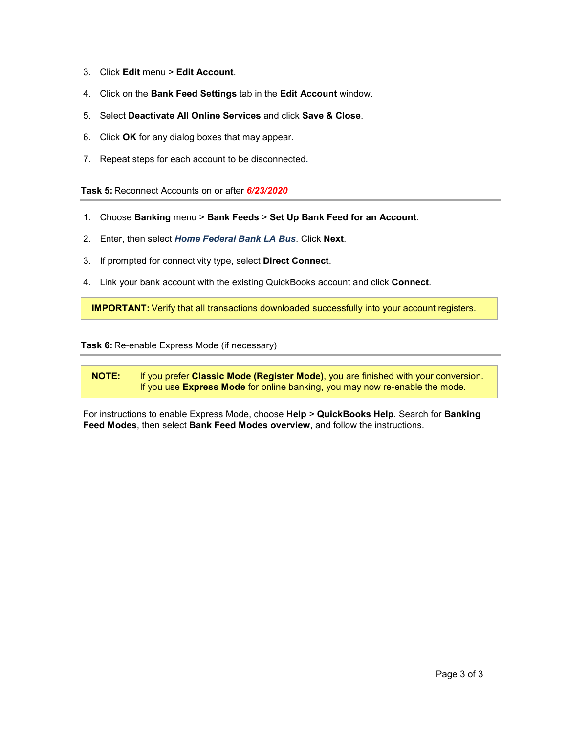3. Click **Edit** menu > **Edit Account**.

4. Click on the **Bank Feed Settings** tab in the **Edit Account** window.

5. Select **Deactivate All Online Services** and click **Save & Close**.

6. Click **OK** for any dialog boxes that may appear.

7. Repeat steps for each account to be disconnected.

---

**Task 5:** Reconnect Accounts on or after ***6/23/2020***

---

1. Choose **Banking** menu > **Bank Feeds** > **Set Up Bank Feed for an Account**.

2. Enter, then select ***Home Federal Bank LA Bus***. Click **Next**.

3. If prompted for connectivity type, select **Direct Connect**.

4. Link your bank account with the existing QuickBooks account and click **Connect**.

> **IMPORTANT:** Verify that all transactions downloaded successfully into your account registers.

---

**Task 6:** Re-enable Express Mode (if necessary)

---

> **NOTE:** If you prefer **Classic Mode (Register Mode)**, you are finished with your conversion. If you use **Express Mode** for online banking, you may now re-enable the mode.

For instructions to enable Express Mode, choose **Help** > **QuickBooks Help**. Search for **Banking Feed Modes**, then select **Bank Feed Modes overview**, and follow the instructions.